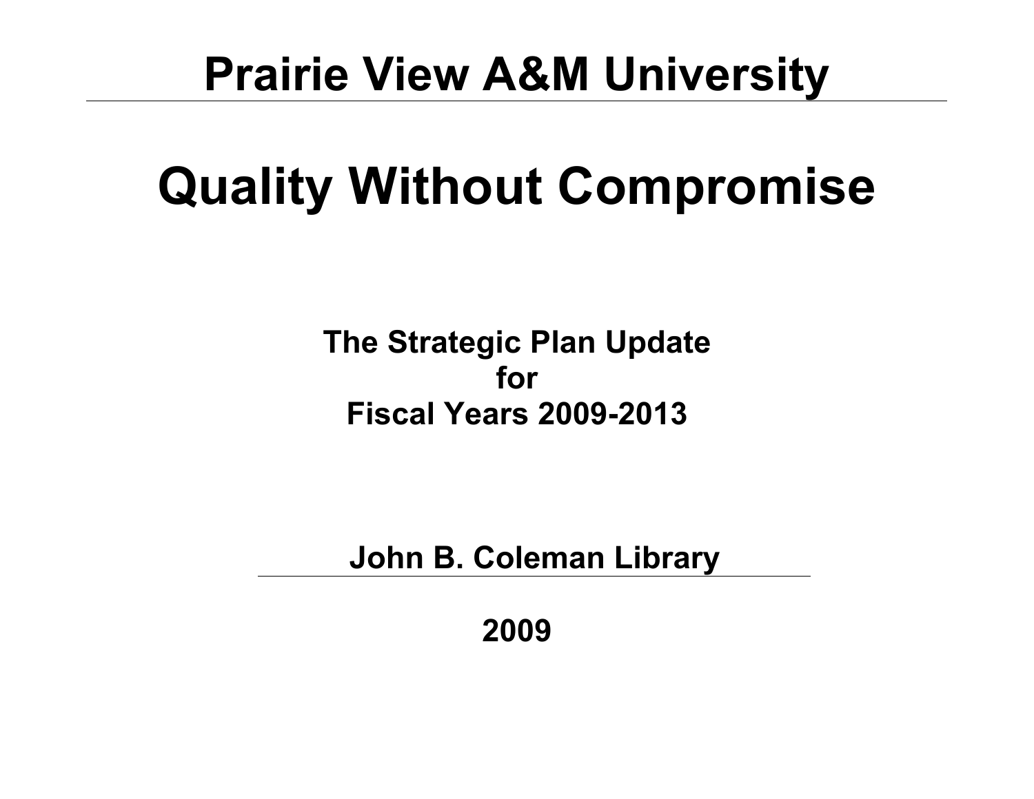# Prairie View A&M University

# Quality Without Compromise

**The Strategic Plan Update**
**for**
**Fiscal Years 2009-2013**

**John B. Coleman Library**

**2009**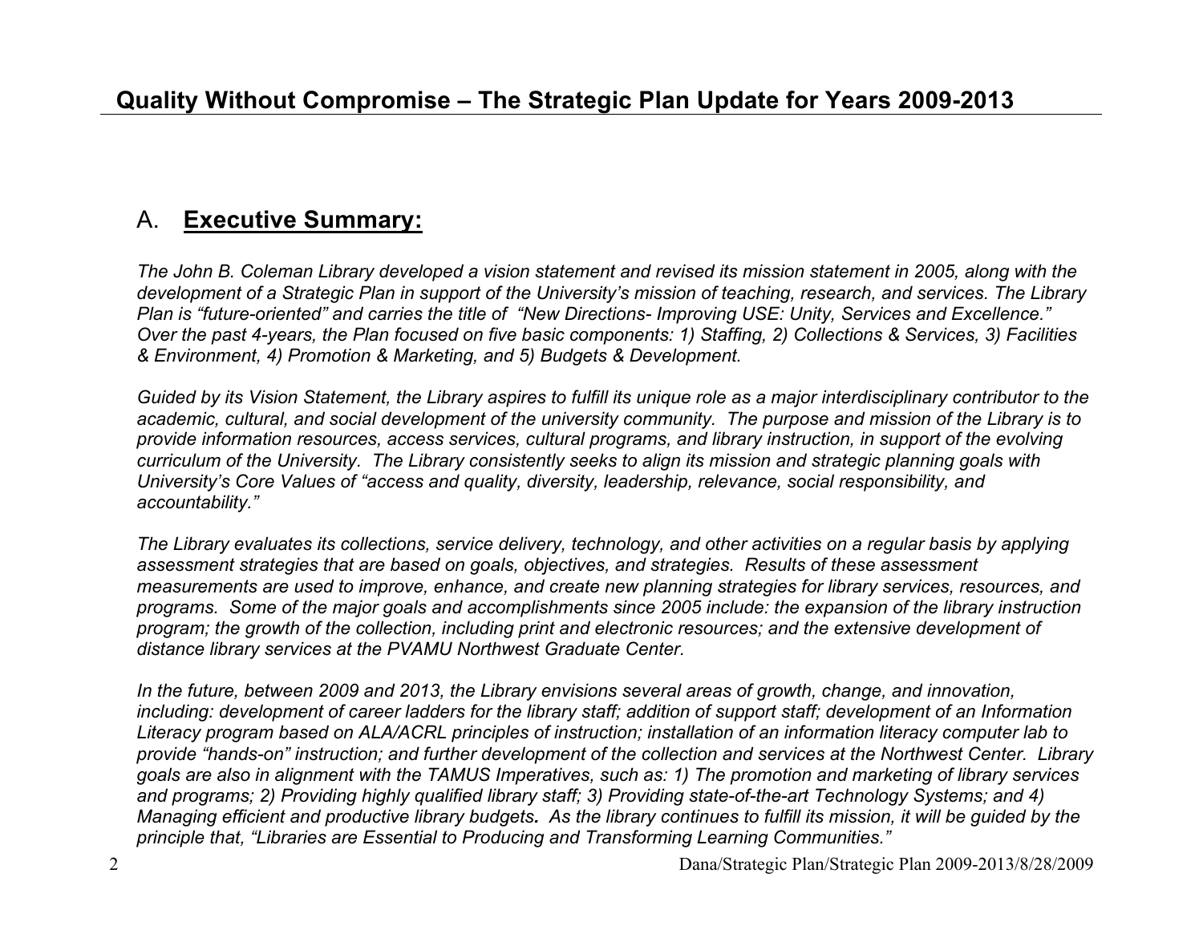# Quality Without Compromise – The Strategic Plan Update for Years 2009-2013

## A. **Executive Summary:**

*The John B. Coleman Library developed a vision statement and revised its mission statement in 2005, along with the development of a Strategic Plan in support of the University's mission of teaching, research, and services. The Library Plan is "future-oriented" and carries the title of "New Directions- Improving USE: Unity, Services and Excellence." Over the past 4-years, the Plan focused on five basic components: 1) Staffing, 2) Collections & Services, 3) Facilities & Environment, 4) Promotion & Marketing, and 5) Budgets & Development.*

*Guided by its Vision Statement, the Library aspires to fulfill its unique role as a major interdisciplinary contributor to the academic, cultural, and social development of the university community. The purpose and mission of the Library is to provide information resources, access services, cultural programs, and library instruction, in support of the evolving curriculum of the University. The Library consistently seeks to align its mission and strategic planning goals with University's Core Values of "access and quality, diversity, leadership, relevance, social responsibility, and accountability."*

*The Library evaluates its collections, service delivery, technology, and other activities on a regular basis by applying assessment strategies that are based on goals, objectives, and strategies. Results of these assessment measurements are used to improve, enhance, and create new planning strategies for library services, resources, and programs. Some of the major goals and accomplishments since 2005 include: the expansion of the library instruction program; the growth of the collection, including print and electronic resources; and the extensive development of distance library services at the PVAMU Northwest Graduate Center.*

*In the future, between 2009 and 2013, the Library envisions several areas of growth, change, and innovation, including: development of career ladders for the library staff; addition of support staff; development of an Information Literacy program based on ALA/ACRL principles of instruction; installation of an information literacy computer lab to provide "hands-on" instruction; and further development of the collection and services at the Northwest Center. Library goals are also in alignment with the TAMUS Imperatives, such as: 1) The promotion and marketing of library services and programs; 2) Providing highly qualified library staff; 3) Providing state-of-the-art Technology Systems; and 4) Managing efficient and productive library budgets. As the library continues to fulfill its mission, it will be guided by the principle that, "Libraries are Essential to Producing and Transforming Learning Communities."*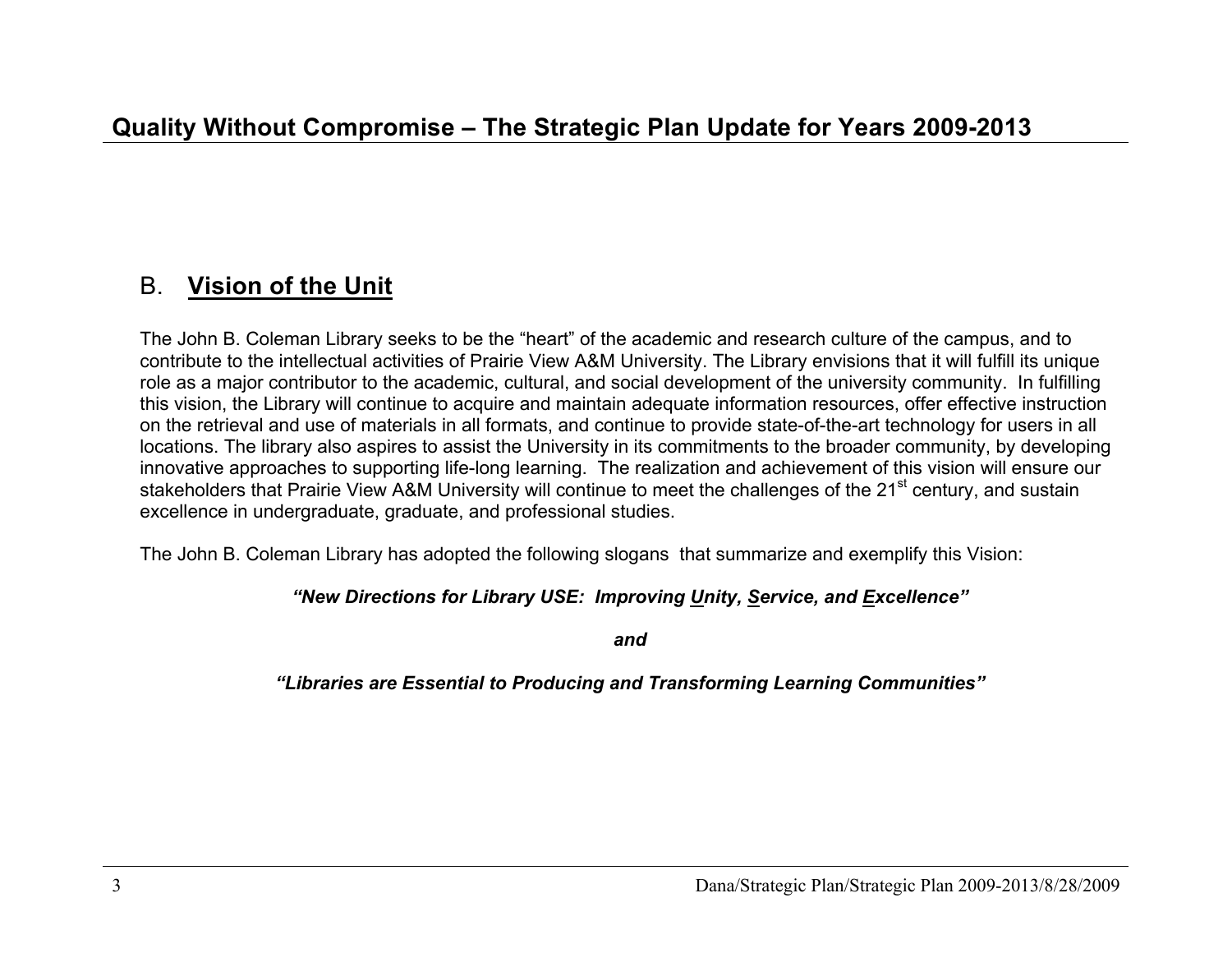## B. Vision of the Unit

The John B. Coleman Library seeks to be the "heart" of the academic and research culture of the campus, and to contribute to the intellectual activities of Prairie View A&M University. The Library envisions that it will fulfill its unique role as a major contributor to the academic, cultural, and social development of the university community. In fulfilling this vision, the Library will continue to acquire and maintain adequate information resources, offer effective instruction on the retrieval and use of materials in all formats, and continue to provide state-of-the-art technology for users in all locations. The library also aspires to assist the University in its commitments to the broader community, by developing innovative approaches to supporting life-long learning. The realization and achievement of this vision will ensure our stakeholders that Prairie View A&M University will continue to meet the challenges of the 21st century, and sustain excellence in undergraduate, graduate, and professional studies.

The John B. Coleman Library has adopted the following slogans that summarize and exemplify this Vision:

***"New Directions for Library USE: Improving Unity, Service, and Excellence"***

***and***

***"Libraries are Essential to Producing and Transforming Learning Communities"***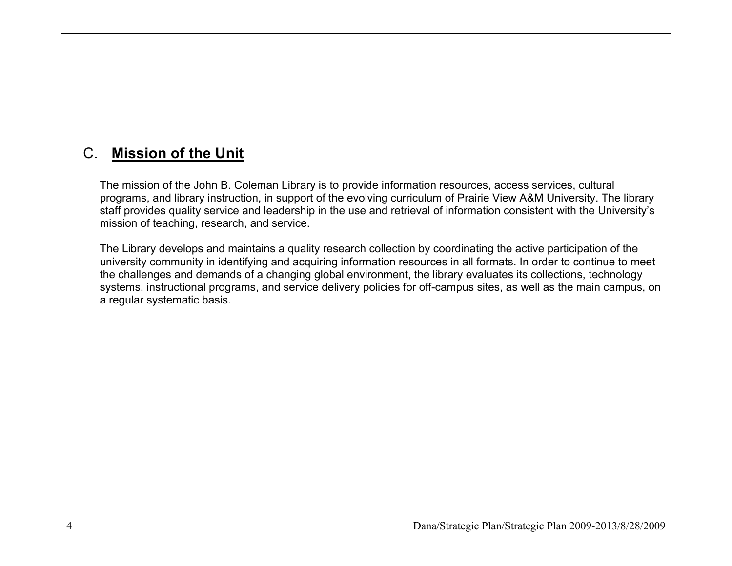## C. **Mission of the Unit**

The mission of the John B. Coleman Library is to provide information resources, access services, cultural programs, and library instruction, in support of the evolving curriculum of Prairie View A&M University. The library staff provides quality service and leadership in the use and retrieval of information consistent with the University's mission of teaching, research, and service.

The Library develops and maintains a quality research collection by coordinating the active participation of the university community in identifying and acquiring information resources in all formats. In order to continue to meet the challenges and demands of a changing global environment, the library evaluates its collections, technology systems, instructional programs, and service delivery policies for off-campus sites, as well as the main campus, on a regular systematic basis.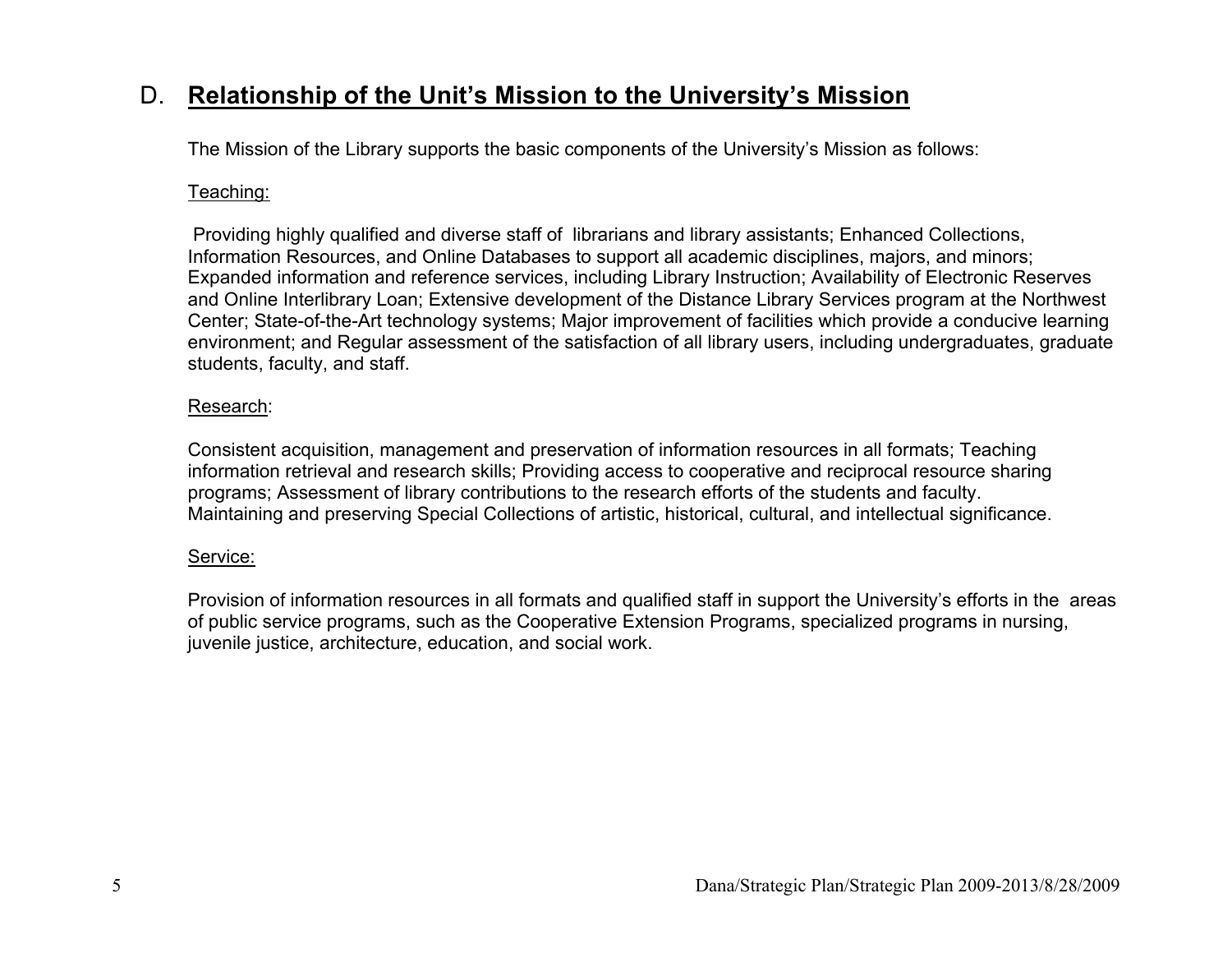## D. Relationship of the Unit's Mission to the University's Mission

The Mission of the Library supports the basic components of the University's Mission as follows:

Teaching:

Providing highly qualified and diverse staff of librarians and library assistants; Enhanced Collections, Information Resources, and Online Databases to support all academic disciplines, majors, and minors; Expanded information and reference services, including Library Instruction; Availability of Electronic Reserves and Online Interlibrary Loan; Extensive development of the Distance Library Services program at the Northwest Center; State-of-the-Art technology systems; Major improvement of facilities which provide a conducive learning environment; and Regular assessment of the satisfaction of all library users, including undergraduates, graduate students, faculty, and staff.

Research:

Consistent acquisition, management and preservation of information resources in all formats; Teaching information retrieval and research skills; Providing access to cooperative and reciprocal resource sharing programs; Assessment of library contributions to the research efforts of the students and faculty. Maintaining and preserving Special Collections of artistic, historical, cultural, and intellectual significance.

Service:

Provision of information resources in all formats and qualified staff in support the University's efforts in the areas of public service programs, such as the Cooperative Extension Programs, specialized programs in nursing, juvenile justice, architecture, education, and social work.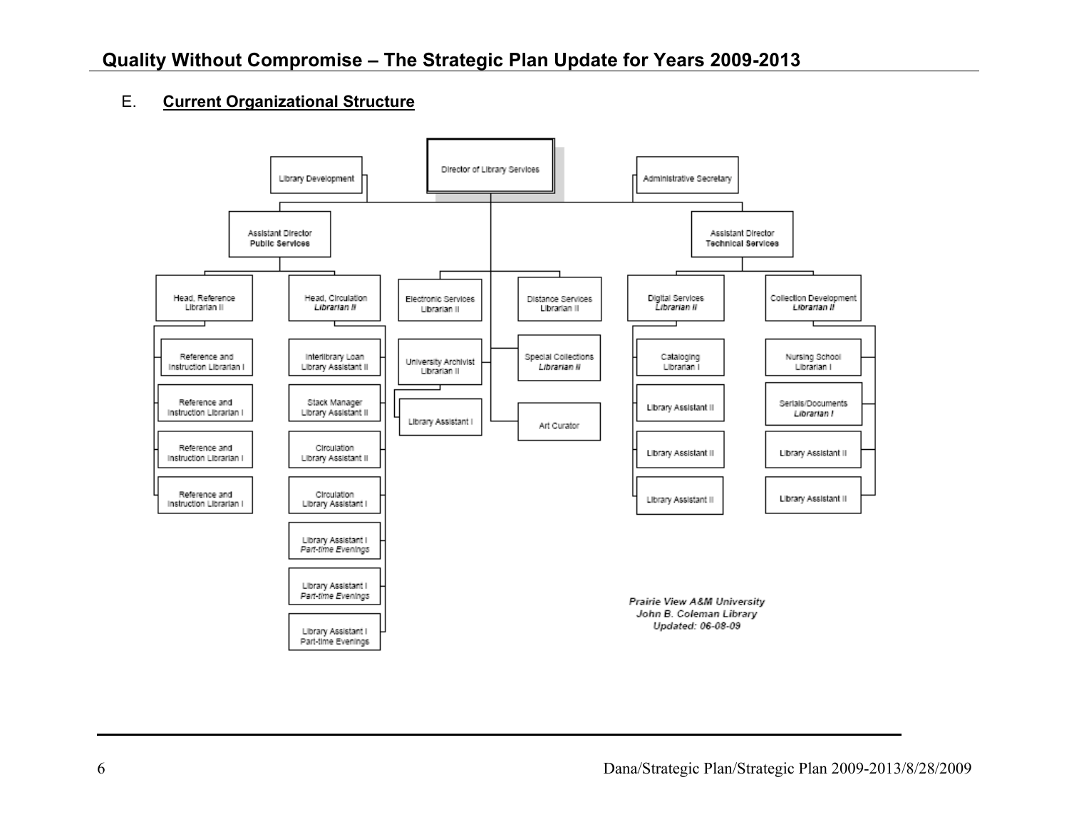### E. **Current Organizational Structure**

- Director of Library Services
  - Library Development
  - Administrative Secretary
  - Assistant Director **Public Services**
    - Head, Reference Librarian II
      - Reference and Instruction Librarian I
      - Reference and Instruction Librarian I
      - Reference and Instruction Librarian I
      - Reference and Instruction Librarian I
    - Head, Circulation *Librarian II*
      - Interlibrary Loan Library Assistant II
      - Stack Manager Library Assistant II
      - Circulation Library Assistant II
      - Circulation Library Assistant I
      - Library Assistant I *Part-time Evenings*
      - Library Assistant I *Part-time Evenings*
      - Library Assistant I Part-time Evenings
  - Electronic Services Librarian II
  - Distance Services Librarian II
  - University Archivist Librarian II
    - Library Assistant I
  - Special Collections *Librarian II*
  - Art Curator
  - Assistant Director **Technical Services**
    - Digital Services *Librarian II*
      - Cataloging Librarian I
      - Library Assistant II
      - Library Assistant II
      - Library Assistant II
    - Collection Development *Librarian II*
      - Nursing School Librarian I
      - Serials/Documents *Librarian I*
      - Library Assistant II
      - Library Assistant II

***Prairie View A&M University***
***John B. Coleman Library***
***Updated: 06-08-09***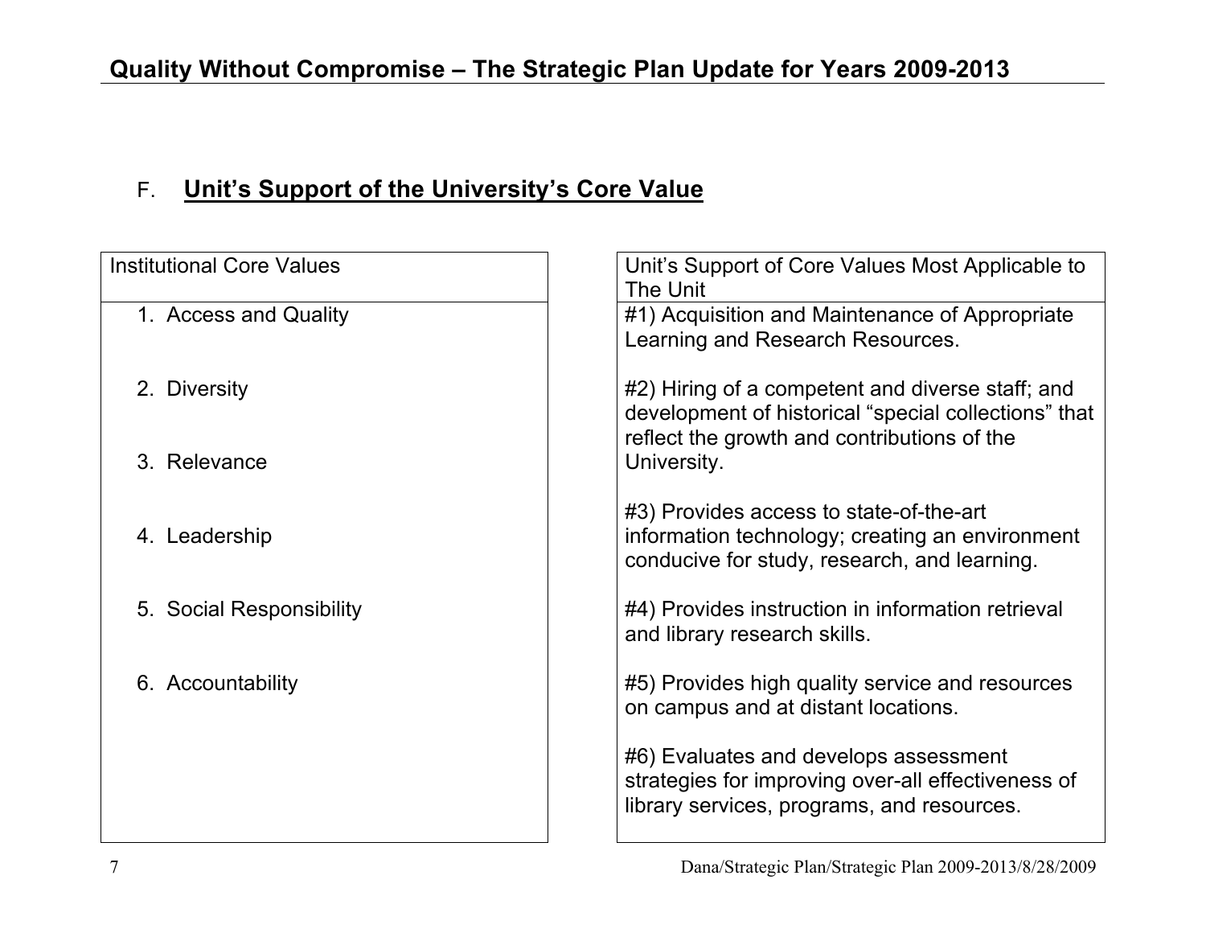### F. **Unit's Support of the University's Core Value**

| Institutional Core Values | Unit's Support of Core Values Most Applicable to The Unit |
|---|---|
| 1. Access and Quality | #1) Acquisition and Maintenance of Appropriate Learning and Research Resources. |
| 2. Diversity | #2) Hiring of a competent and diverse staff; and development of historical "special collections" that reflect the growth and contributions of the University. |
| 3. Relevance | #3) Provides access to state-of-the-art information technology; creating an environment conducive for study, research, and learning. |
| 4. Leadership | #4) Provides instruction in information retrieval and library research skills. |
| 5. Social Responsibility | #5) Provides high quality service and resources on campus and at distant locations. |
| 6. Accountability | #6) Evaluates and develops assessment strategies for improving over-all effectiveness of library services, programs, and resources. |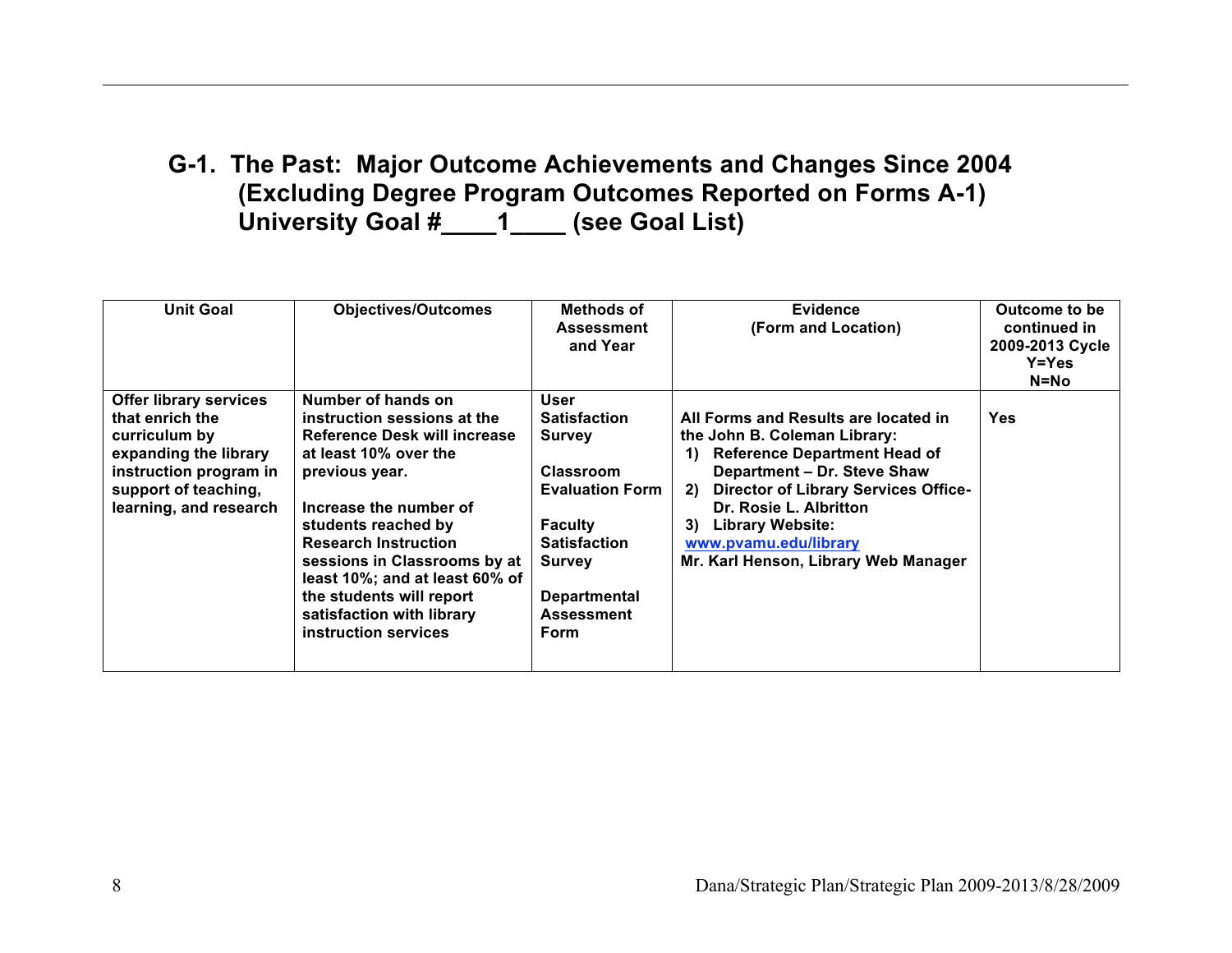## G-1. The Past: Major Outcome Achievements and Changes Since 2004 (Excluding Degree Program Outcomes Reported on Forms A-1) University Goal #____1____ (see Goal List)

| Unit Goal | Objectives/Outcomes | Methods of Assessment and Year | Evidence (Form and Location) | Outcome to be continued in 2009-2013 Cycle Y=Yes N=No |
|---|---|---|---|---|
| **Offer library services that enrich the curriculum by expanding the library instruction program in support of teaching, learning, and research** | **Number of hands on instruction sessions at the Reference Desk will increase at least 10% over the previous year.**<br><br>**Increase the number of students reached by Research Instruction sessions in Classrooms by at least 10%; and at least 60% of the students will report satisfaction with library instruction services** | **User Satisfaction Survey**<br><br>**Classroom Evaluation Form**<br><br>**Faculty Satisfaction Survey**<br><br>**Departmental Assessment Form** | **All Forms and Results are located in the John B. Coleman Library:**<br>**1) Reference Department Head of Department – Dr. Steve Shaw**<br>**2) Director of Library Services Office- Dr. Rosie L. Albritton**<br>**3) Library Website: www.pvamu.edu/library**<br>**Mr. Karl Henson, Library Web Manager** | **Yes** |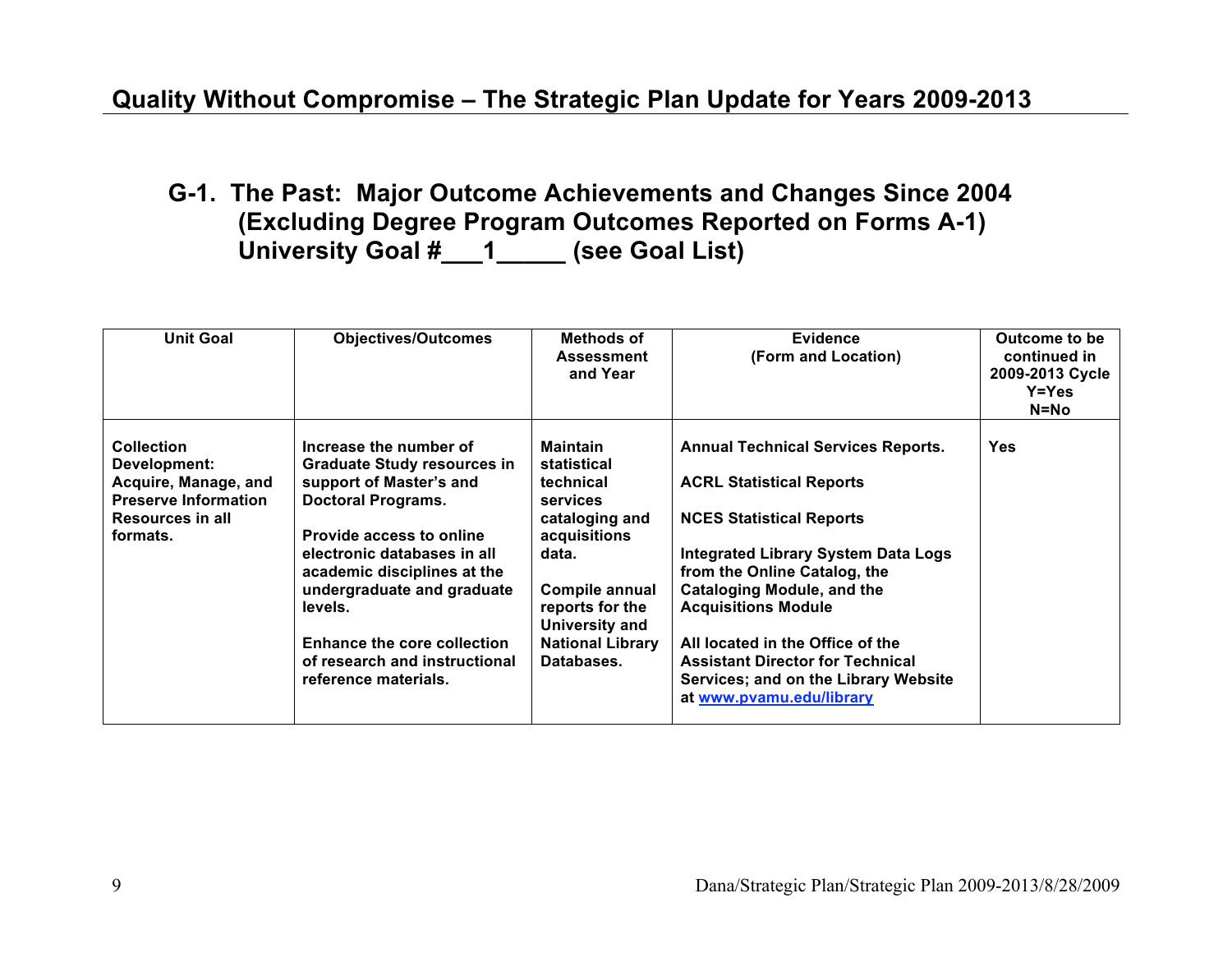# Quality Without Compromise – The Strategic Plan Update for Years 2009-2013

## G-1. The Past: Major Outcome Achievements and Changes Since 2004 (Excluding Degree Program Outcomes Reported on Forms A-1) University Goal #___1_____ (see Goal List)

| Unit Goal | Objectives/Outcomes | Methods of Assessment and Year | Evidence (Form and Location) | Outcome to be continued in 2009-2013 Cycle Y=Yes N=No |
|---|---|---|---|---|
| **Collection Development: Acquire, Manage, and Preserve Information Resources in all formats.** | **Increase the number of Graduate Study resources in support of Master's and Doctoral Programs.**<br><br>**Provide access to online electronic databases in all academic disciplines at the undergraduate and graduate levels.**<br><br>**Enhance the core collection of research and instructional reference materials.** | **Maintain statistical technical services cataloging and acquisitions data.**<br><br>**Compile annual reports for the University and National Library Databases.** | **Annual Technical Services Reports.**<br><br>**ACRL Statistical Reports**<br><br>**NCES Statistical Reports**<br><br>**Integrated Library System Data Logs from the Online Catalog, the Cataloging Module, and the Acquisitions Module**<br><br>**All located in the Office of the Assistant Director for Technical Services; and on the Library Website at www.pvamu.edu/library** | **Yes** |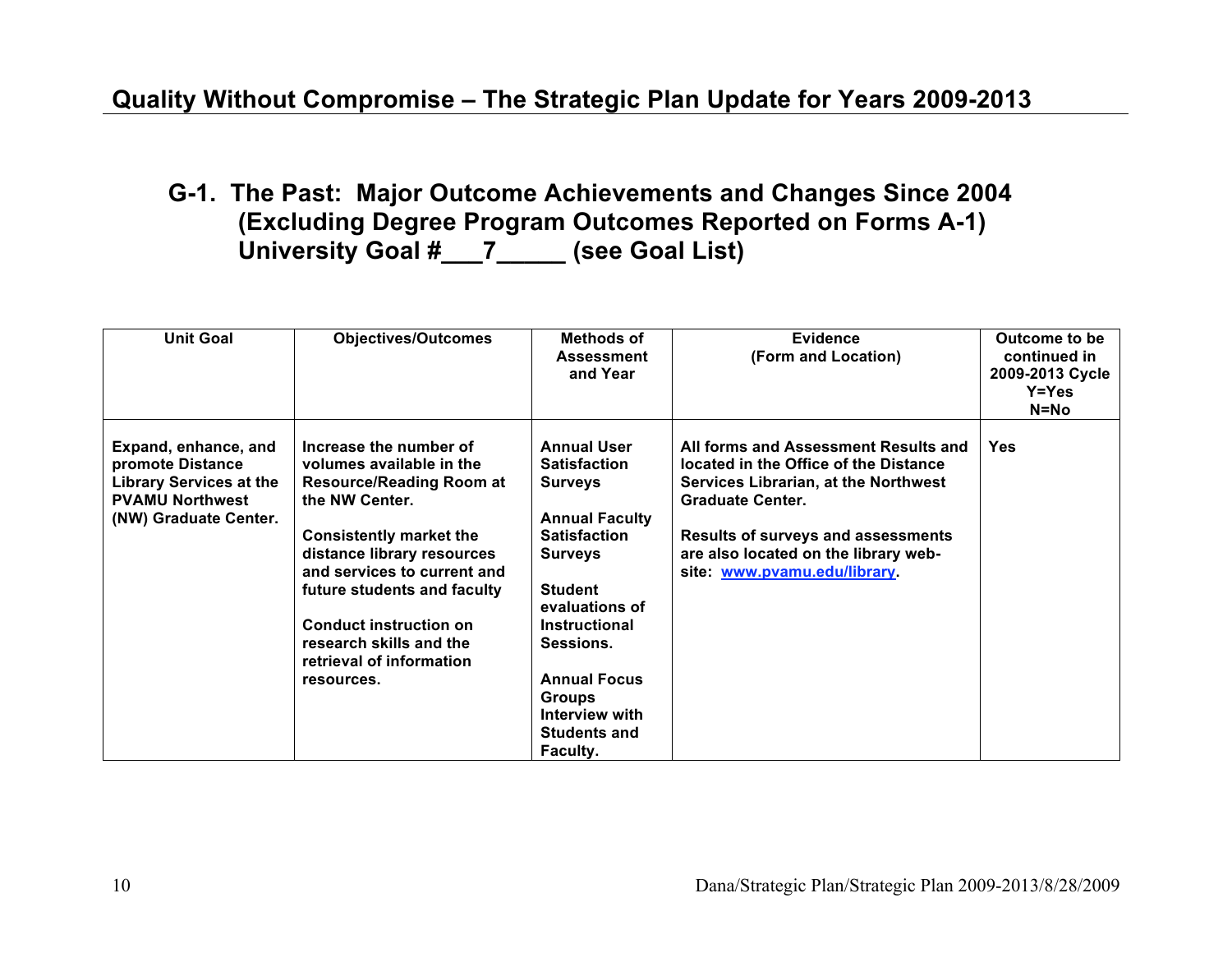## Quality Without Compromise – The Strategic Plan Update for Years 2009-2013

### G-1. The Past: Major Outcome Achievements and Changes Since 2004 (Excluding Degree Program Outcomes Reported on Forms A-1) University Goal #___7_____ (see Goal List)

| Unit Goal | Objectives/Outcomes | Methods of Assessment and Year | Evidence (Form and Location) | Outcome to be continued in 2009-2013 Cycle Y=Yes N=No |
|---|---|---|---|---|
| **Expand, enhance, and promote Distance Library Services at the PVAMU Northwest (NW) Graduate Center.** | **Increase the number of volumes available in the Resource/Reading Room at the NW Center.**<br><br>**Consistently market the distance library resources and services to current and future students and faculty**<br><br>**Conduct instruction on research skills and the retrieval of information resources.** | **Annual User Satisfaction Surveys**<br><br>**Annual Faculty Satisfaction Surveys**<br><br>**Student evaluations of Instructional Sessions.**<br><br>**Annual Focus Groups Interview with Students and Faculty.** | **All forms and Assessment Results and located in the Office of the Distance Services Librarian, at the Northwest Graduate Center.**<br><br>**Results of surveys and assessments are also located on the library web-site: www.pvamu.edu/library.** | **Yes** |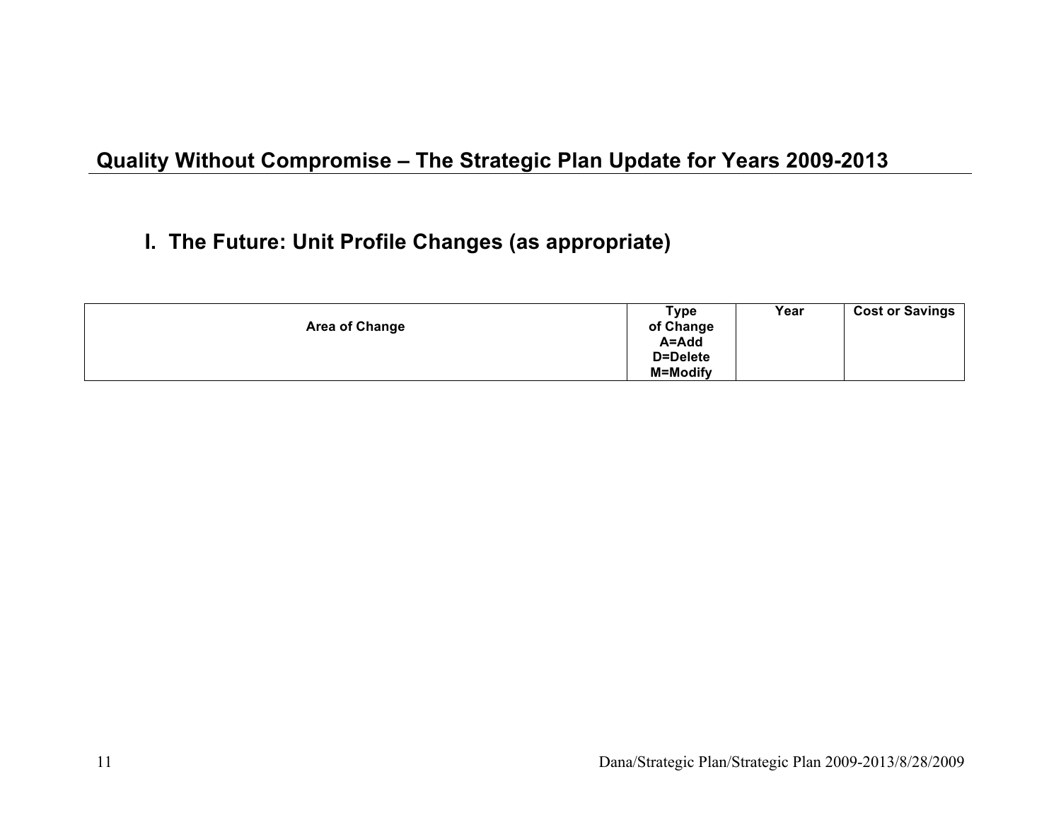## Quality Without Compromise – The Strategic Plan Update for Years 2009-2013

### I. The Future: Unit Profile Changes (as appropriate)

| Area of Change | Type of Change A=Add D=Delete M=Modify | Year | Cost or Savings |
|---|---|---|---|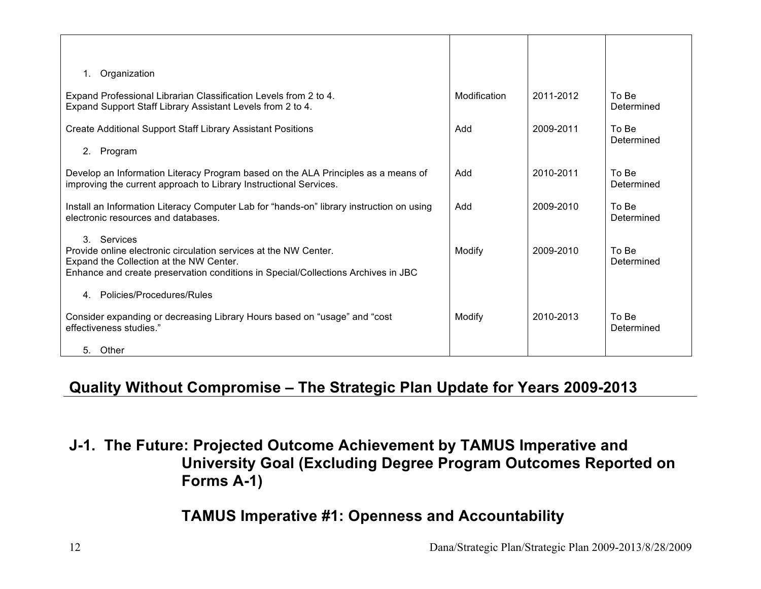| | | | |
|---|---|---|---|
| 1. Organization | | | |
| Expand Professional Librarian Classification Levels from 2 to 4.<br>Expand Support Staff Library Assistant Levels from 2 to 4. | Modification | 2011-2012 | To Be Determined |
| Create Additional Support Staff Library Assistant Positions | Add | 2009-2011 | To Be Determined |
| 2. Program | | | |
| Develop an Information Literacy Program based on the ALA Principles as a means of improving the current approach to Library Instructional Services. | Add | 2010-2011 | To Be Determined |
| Install an Information Literacy Computer Lab for "hands-on" library instruction on using electronic resources and databases. | Add | 2009-2010 | To Be Determined |
| 3. Services<br>Provide online electronic circulation services at the NW Center.<br>Expand the Collection at the NW Center.<br>Enhance and create preservation conditions in Special/Collections Archives in JBC | Modify | 2009-2010 | To Be Determined |
| 4. Policies/Procedures/Rules | | | |
| Consider expanding or decreasing Library Hours based on "usage" and "cost effectiveness studies." | Modify | 2010-2013 | To Be Determined |
| 5. Other | | | |

## Quality Without Compromise – The Strategic Plan Update for Years 2009-2013

## J-1. The Future: Projected Outcome Achievement by TAMUS Imperative and University Goal (Excluding Degree Program Outcomes Reported on Forms A-1)

### TAMUS Imperative #1: Openness and Accountability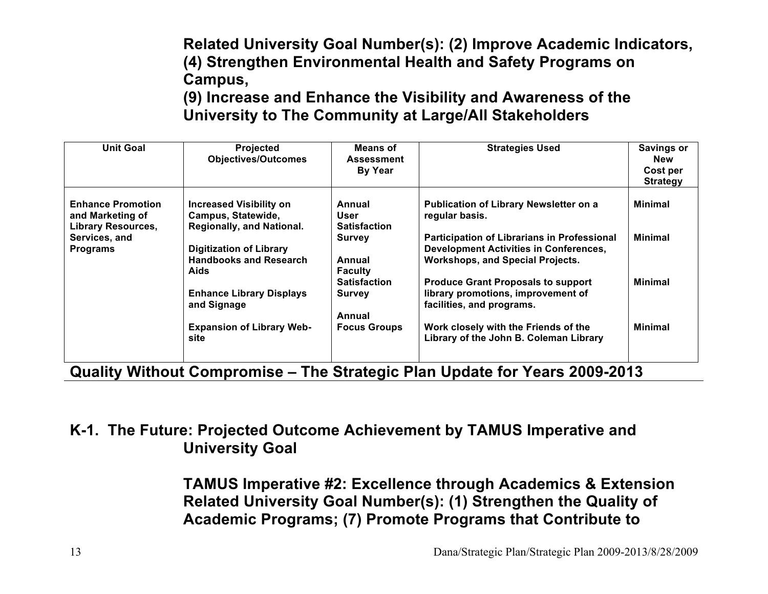**Related University Goal Number(s): (2) Improve Academic Indicators, (4) Strengthen Environmental Health and Safety Programs on Campus,**
**(9) Increase and Enhance the Visibility and Awareness of the University to The Community at Large/All Stakeholders**

| Unit Goal | Projected Objectives/Outcomes | Means of Assessment By Year | Strategies Used | Savings or New Cost per Strategy |
|---|---|---|---|---|
| **Enhance Promotion and Marketing of Library Resources, Services, and Programs** | **Increased Visibility on Campus, Statewide, Regionally, and National.**<br><br>**Digitization of Library Handbooks and Research Aids**<br><br>**Enhance Library Displays and Signage**<br><br>**Expansion of Library Web-site** | **Annual User Satisfaction Survey**<br><br>**Annual Faculty Satisfaction Survey**<br><br>**Annual Focus Groups** | **Publication of Library Newsletter on a regular basis.**<br><br>**Participation of Librarians in Professional Development Activities in Conferences, Workshops, and Special Projects.**<br><br>**Produce Grant Proposals to support library promotions, improvement of facilities, and programs.**<br><br>**Work closely with the Friends of the Library of the John B. Coleman Library** | **Minimal**<br><br>**Minimal**<br><br>**Minimal**<br><br>**Minimal** |

**Quality Without Compromise – The Strategic Plan Update for Years 2009-2013**

## K-1. The Future: Projected Outcome Achievement by TAMUS Imperative and University Goal

**TAMUS Imperative #2: Excellence through Academics & Extension**
**Related University Goal Number(s): (1) Strengthen the Quality of Academic Programs; (7) Promote Programs that Contribute to**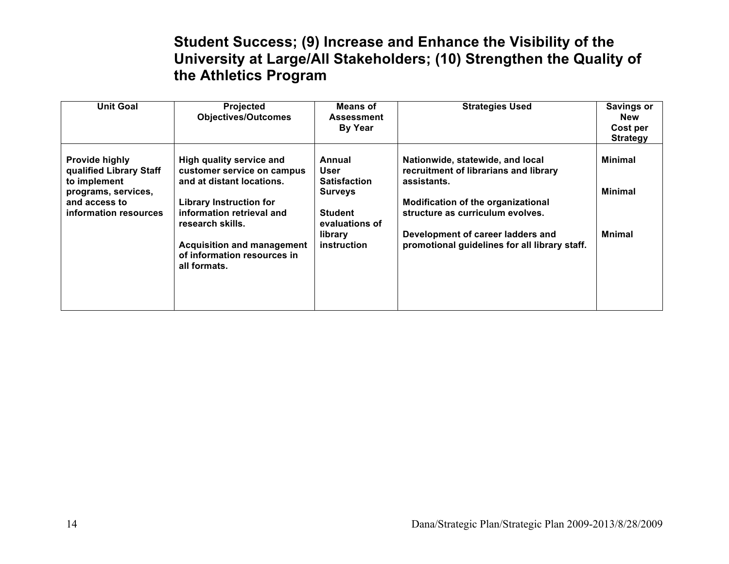**Student Success; (9) Increase and Enhance the Visibility of the University at Large/All Stakeholders; (10) Strengthen the Quality of the Athletics Program**

| Unit Goal | Projected Objectives/Outcomes | Means of Assessment By Year | Strategies Used | Savings or New Cost per Strategy |
|---|---|---|---|---|
| **Provide highly qualified Library Staff to implement programs, services, and access to information resources** | **High quality service and customer service on campus and at distant locations.**<br><br>**Library Instruction for information retrieval and research skills.**<br><br>**Acquisition and management of information resources in all formats.** | **Annual User Satisfaction Surveys**<br><br>**Student evaluations of library instruction** | **Nationwide, statewide, and local recruitment of librarians and library assistants.**<br><br>**Modification of the organizational structure as curriculum evolves.**<br><br>**Development of career ladders and promotional guidelines for all library staff.** | **Minimal**<br><br>**Minimal**<br><br>**Mnimal** |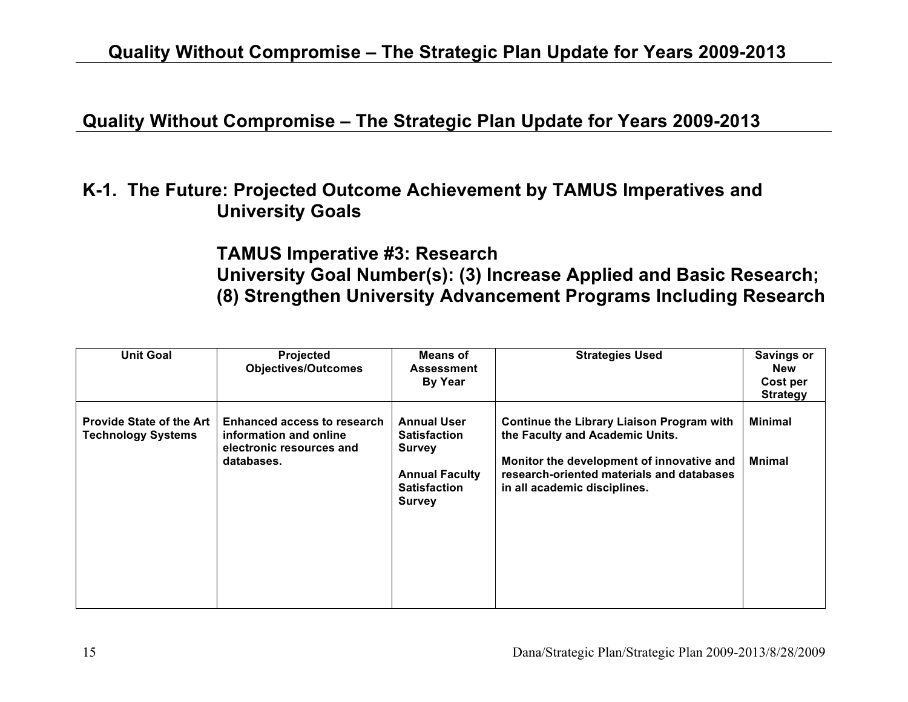## Quality Without Compromise – The Strategic Plan Update for Years 2009-2013

### K-1. The Future: Projected Outcome Achievement by TAMUS Imperatives and University Goals

### TAMUS Imperative #3: Research
### University Goal Number(s): (3) Increase Applied and Basic Research; (8) Strengthen University Advancement Programs Including Research

| Unit Goal | Projected Objectives/Outcomes | Means of Assessment By Year | Strategies Used | Savings or New Cost per Strategy |
|---|---|---|---|---|
| **Provide State of the Art Technology Systems** | **Enhanced access to research information and online electronic resources and databases.** | **Annual User Satisfaction Survey**<br><br>**Annual Faculty Satisfaction Survey** | **Continue the Library Liaison Program with the Faculty and Academic Units.**<br><br>**Monitor the development of innovative and research-oriented materials and databases in all academic disciplines.** | **Minimal**<br><br>**Mnimal** |

Dana/Strategic Plan/Strategic Plan 2009-2013/8/28/2009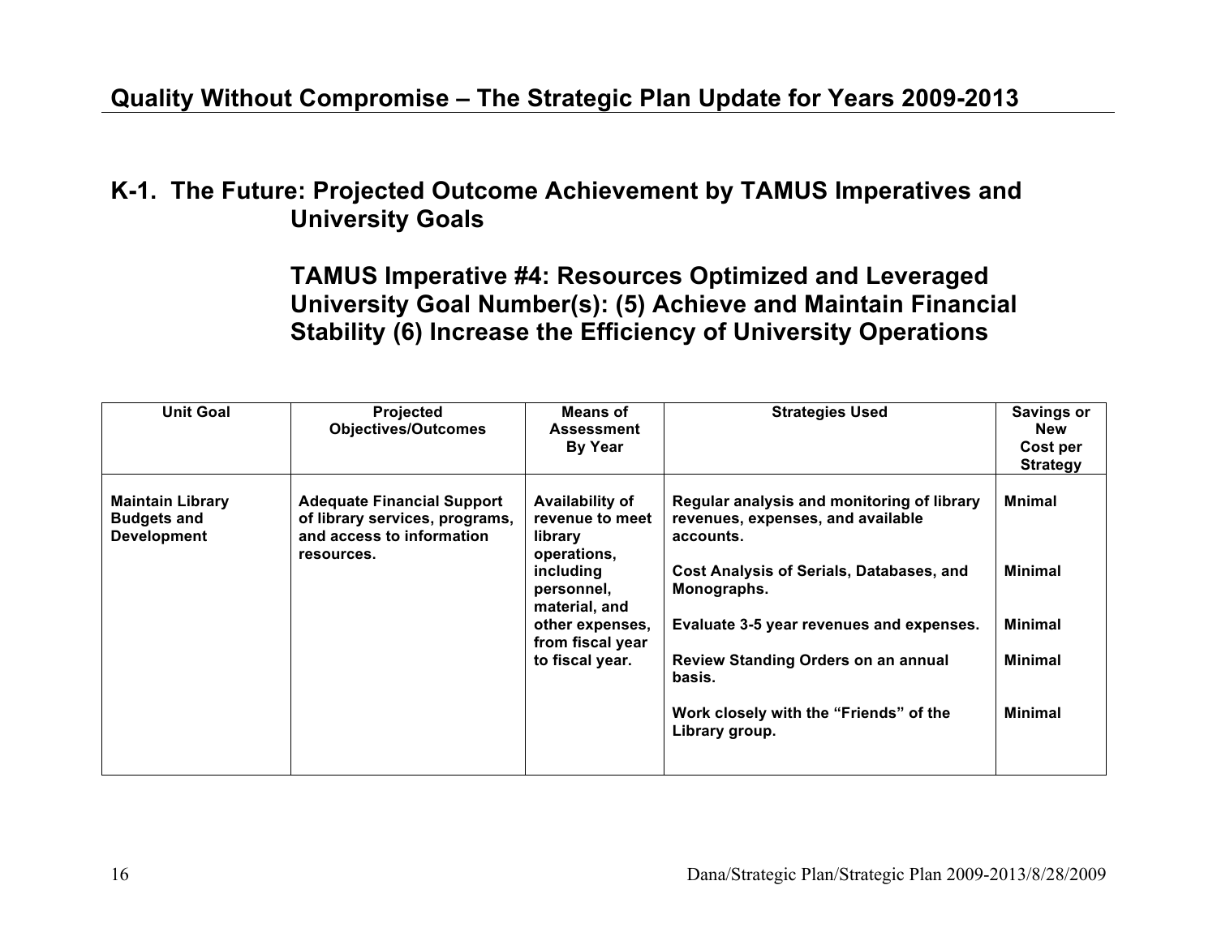## K-1. The Future: Projected Outcome Achievement by TAMUS Imperatives and University Goals

### TAMUS Imperative #4: Resources Optimized and Leveraged University Goal Number(s): (5) Achieve and Maintain Financial Stability (6) Increase the Efficiency of University Operations

| Unit Goal | Projected Objectives/Outcomes | Means of Assessment By Year | Strategies Used | Savings or New Cost per Strategy |
|---|---|---|---|---|
| **Maintain Library Budgets and Development** | **Adequate Financial Support of library services, programs, and access to information resources.** | **Availability of revenue to meet library operations, including personnel, material, and other expenses, from fiscal year to fiscal year.** | **Regular analysis and monitoring of library revenues, expenses, and available accounts.** | **Mnimal** |
| | | | **Cost Analysis of Serials, Databases, and Monographs.** | **Minimal** |
| | | | **Evaluate 3-5 year revenues and expenses.** | **Minimal** |
| | | | **Review Standing Orders on an annual basis.** | **Minimal** |
| | | | **Work closely with the "Friends" of the Library group.** | **Minimal** |

Dana/Strategic Plan/Strategic Plan 2009-2013/8/28/2009